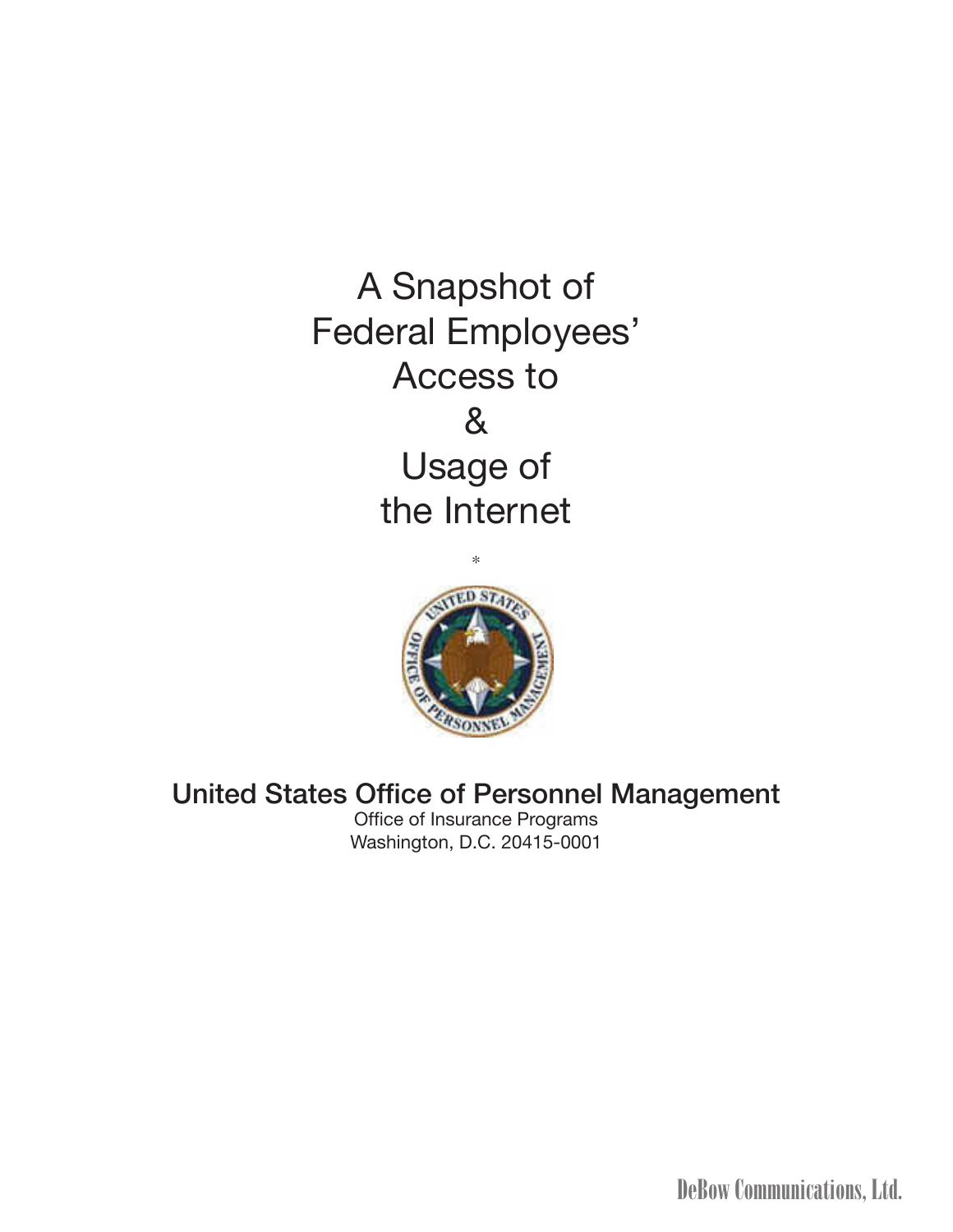# A Snapshot of Federal Employees' Access to & Usage of the Internet

*

**United States Office of Personnel Management**

Office of Insurance Programs

Washington, D.C. 20415-0001

DeBow Communications, Ltd.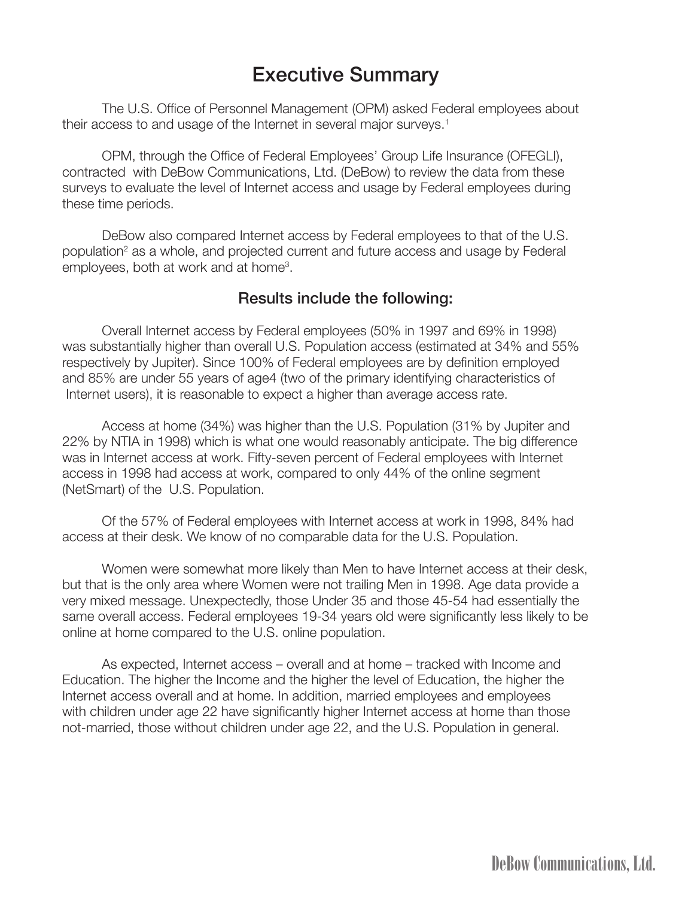# Executive Summary

The U.S. Office of Personnel Management (OPM) asked Federal employees about their access to and usage of the Internet in several major surveys.[1]

OPM, through the Office of Federal Employees' Group Life Insurance (OFEGLI), contracted with DeBow Communications, Ltd. (DeBow) to review the data from these surveys to evaluate the level of Internet access and usage by Federal employees during these time periods.

DeBow also compared Internet access by Federal employees to that of the U.S. population[2] as a whole, and projected current and future access and usage by Federal employees, both at work and at home[3].

## Results include the following:

Overall Internet access by Federal employees (50% in 1997 and 69% in 1998) was substantially higher than overall U.S. Population access (estimated at 34% and 55% respectively by Jupiter). Since 100% of Federal employees are by definition employed and 85% are under 55 years of age4 (two of the primary identifying characteristics of Internet users), it is reasonable to expect a higher than average access rate.

Access at home (34%) was higher than the U.S. Population (31% by Jupiter and 22% by NTIA in 1998) which is what one would reasonably anticipate. The big difference was in Internet access at work. Fifty-seven percent of Federal employees with Internet access in 1998 had access at work, compared to only 44% of the online segment (NetSmart) of the U.S. Population.

Of the 57% of Federal employees with Internet access at work in 1998, 84% had access at their desk. We know of no comparable data for the U.S. Population.

Women were somewhat more likely than Men to have Internet access at their desk, but that is the only area where Women were not trailing Men in 1998. Age data provide a very mixed message. Unexpectedly, those Under 35 and those 45-54 had essentially the same overall access. Federal employees 19-34 years old were significantly less likely to be online at home compared to the U.S. online population.

As expected, Internet access – overall and at home – tracked with Income and Education. The higher the Income and the higher the level of Education, the higher the Internet access overall and at home. In addition, married employees and employees with children under age 22 have significantly higher Internet access at home than those not-married, those without children under age 22, and the U.S. Population in general.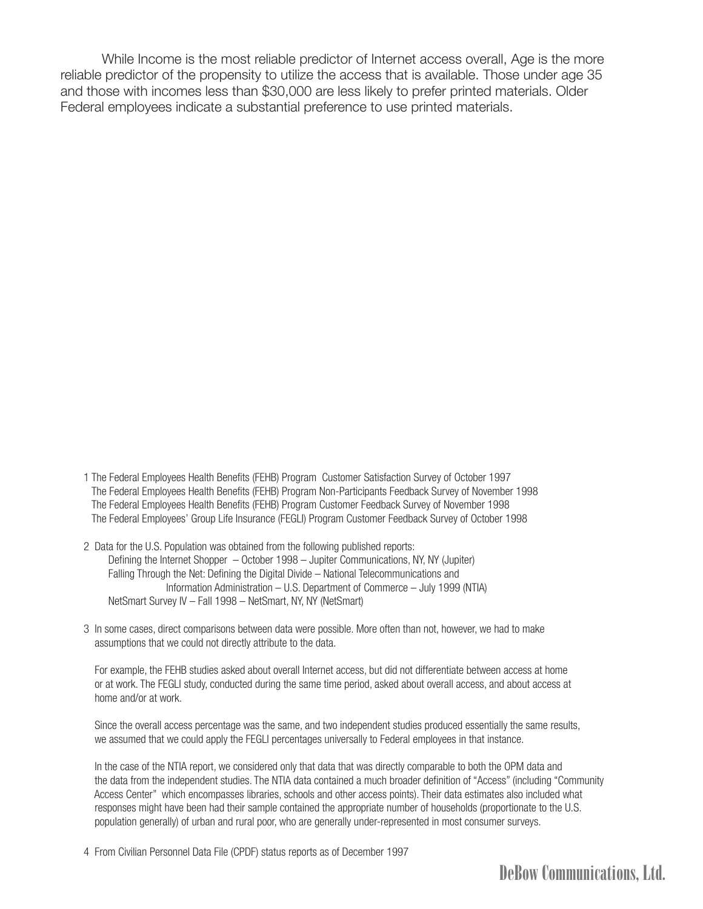While Income is the most reliable predictor of Internet access overall, Age is the more reliable predictor of the propensity to utilize the access that is available. Those under age 35 and those with incomes less than $30,000 are less likely to prefer printed materials. Older Federal employees indicate a substantial preference to use printed materials.

1 The Federal Employees Health Benefits (FEHB) Program Customer Satisfaction Survey of October 1997
The Federal Employees Health Benefits (FEHB) Program Non-Participants Feedback Survey of November 1998
The Federal Employees Health Benefits (FEHB) Program Customer Feedback Survey of November 1998
The Federal Employees' Group Life Insurance (FEGLI) Program Customer Feedback Survey of October 1998

2 Data for the U.S. Population was obtained from the following published reports:
Defining the Internet Shopper – October 1998 – Jupiter Communications, NY, NY (Jupiter)
Falling Through the Net: Defining the Digital Divide – National Telecommunications and Information Administration – U.S. Department of Commerce – July 1999 (NTIA)
NetSmart Survey IV – Fall 1998 – NetSmart, NY, NY (NetSmart)

3 In some cases, direct comparisons between data were possible. More often than not, however, we had to make assumptions that we could not directly attribute to the data.

For example, the FEHB studies asked about overall Internet access, but did not differentiate between access at home or at work. The FEGLI study, conducted during the same time period, asked about overall access, and about access at home and/or at work.

Since the overall access percentage was the same, and two independent studies produced essentially the same results, we assumed that we could apply the FEGLI percentages universally to Federal employees in that instance.

In the case of the NTIA report, we considered only that data that was directly comparable to both the OPM data and the data from the independent studies. The NTIA data contained a much broader definition of "Access" (including "Community Access Center" which encompasses libraries, schools and other access points). Their data estimates also included what responses might have been had their sample contained the appropriate number of households (proportionate to the U.S. population generally) of urban and rural poor, who are generally under-represented in most consumer surveys.

4 From Civilian Personnel Data File (CPDF) status reports as of December 1997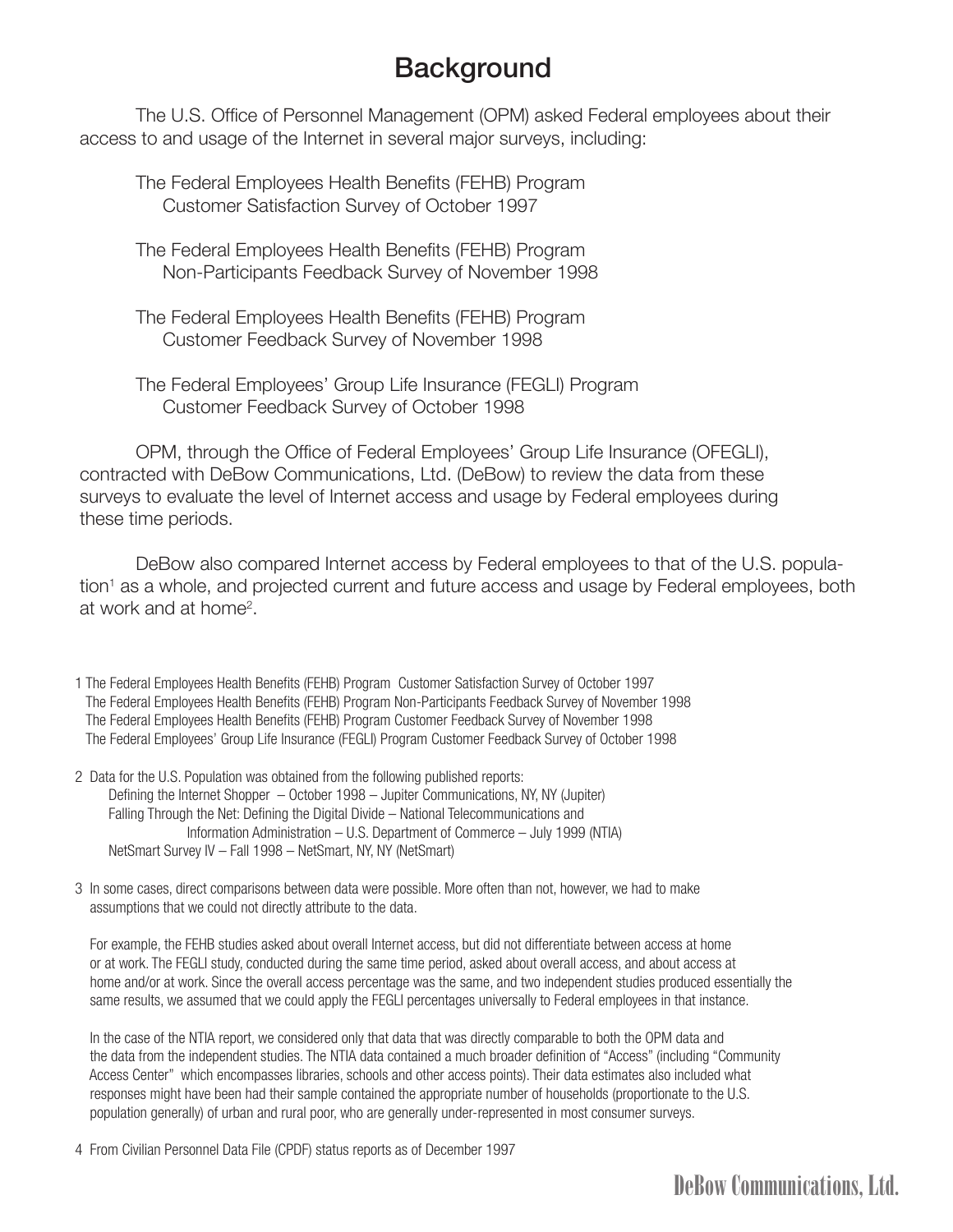# Background

The U.S. Office of Personnel Management (OPM) asked Federal employees about their access to and usage of the Internet in several major surveys, including:

The Federal Employees Health Benefits (FEHB) Program
Customer Satisfaction Survey of October 1997

The Federal Employees Health Benefits (FEHB) Program
Non-Participants Feedback Survey of November 1998

The Federal Employees Health Benefits (FEHB) Program
Customer Feedback Survey of November 1998

The Federal Employees' Group Life Insurance (FEGLI) Program
Customer Feedback Survey of October 1998

OPM, through the Office of Federal Employees' Group Life Insurance (OFEGLI), contracted with DeBow Communications, Ltd. (DeBow) to review the data from these surveys to evaluate the level of Internet access and usage by Federal employees during these time periods.

DeBow also compared Internet access by Federal employees to that of the U.S. population[1] as a whole, and projected current and future access and usage by Federal employees, both at work and at home[2].

1 The Federal Employees Health Benefits (FEHB) Program Customer Satisfaction Survey of October 1997
The Federal Employees Health Benefits (FEHB) Program Non-Participants Feedback Survey of November 1998
The Federal Employees Health Benefits (FEHB) Program Customer Feedback Survey of November 1998
The Federal Employees' Group Life Insurance (FEGLI) Program Customer Feedback Survey of October 1998

2 Data for the U.S. Population was obtained from the following published reports:
Defining the Internet Shopper – October 1998 – Jupiter Communications, NY, NY (Jupiter)
Falling Through the Net: Defining the Digital Divide – National Telecommunications and Information Administration – U.S. Department of Commerce – July 1999 (NTIA)
NetSmart Survey IV – Fall 1998 – NetSmart, NY, NY (NetSmart)

3 In some cases, direct comparisons between data were possible. More often than not, however, we had to make assumptions that we could not directly attribute to the data.

For example, the FEHB studies asked about overall Internet access, but did not differentiate between access at home or at work. The FEGLI study, conducted during the same time period, asked about overall access, and about access at home and/or at work. Since the overall access percentage was the same, and two independent studies produced essentially the same results, we assumed that we could apply the FEGLI percentages universally to Federal employees in that instance.

In the case of the NTIA report, we considered only that data that was directly comparable to both the OPM data and the data from the independent studies. The NTIA data contained a much broader definition of "Access" (including "Community Access Center" which encompasses libraries, schools and other access points). Their data estimates also included what responses might have been had their sample contained the appropriate number of households (proportionate to the U.S. population generally) of urban and rural poor, who are generally under-represented in most consumer surveys.

4 From Civilian Personnel Data File (CPDF) status reports as of December 1997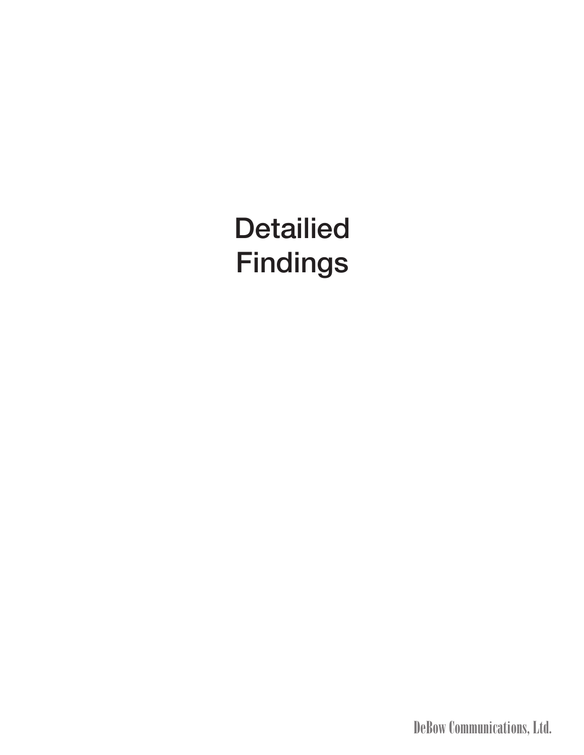# Detailied Findings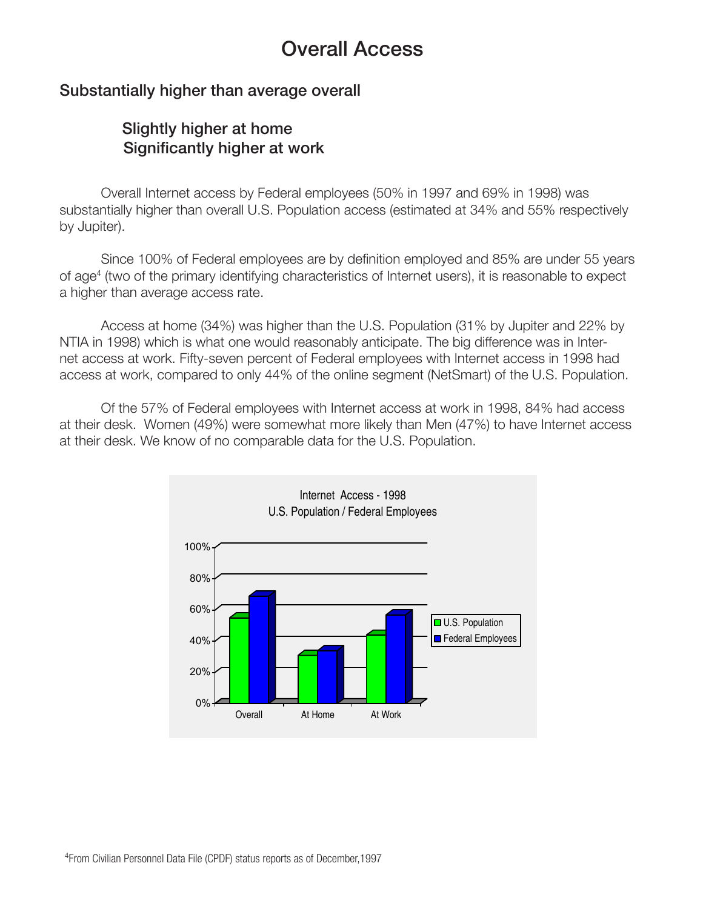# Overall Access

## Substantially higher than average overall

### Slightly higher at home
### Significantly higher at work

Overall Internet access by Federal employees (50% in 1997 and 69% in 1998) was substantially higher than overall U.S. Population access (estimated at 34% and 55% respectively by Jupiter).

Since 100% of Federal employees are by definition employed and 85% are under 55 years of age[4] (two of the primary identifying characteristics of Internet users), it is reasonable to expect a higher than average access rate.

Access at home (34%) was higher than the U.S. Population (31% by Jupiter and 22% by NTIA in 1998) which is what one would reasonably anticipate. The big difference was in Internet access at work. Fifty-seven percent of Federal employees with Internet access in 1998 had access at work, compared to only 44% of the online segment (NetSmart) of the U.S. Population.

Of the 57% of Federal employees with Internet access at work in 1998, 84% had access at their desk. Women (49%) were somewhat more likely than Men (47%) to have Internet access at their desk. We know of no comparable data for the U.S. Population.

Internet Access - 1998
U.S. Population / Federal Employees

| | U.S. Population | Federal Employees |
|---|---|---|
| Overall | 55% | 69% |
| At Home | 31% | 34% |
| At Work | 44% | 57% |

[4]From Civilian Personnel Data File (CPDF) status reports as of December,1997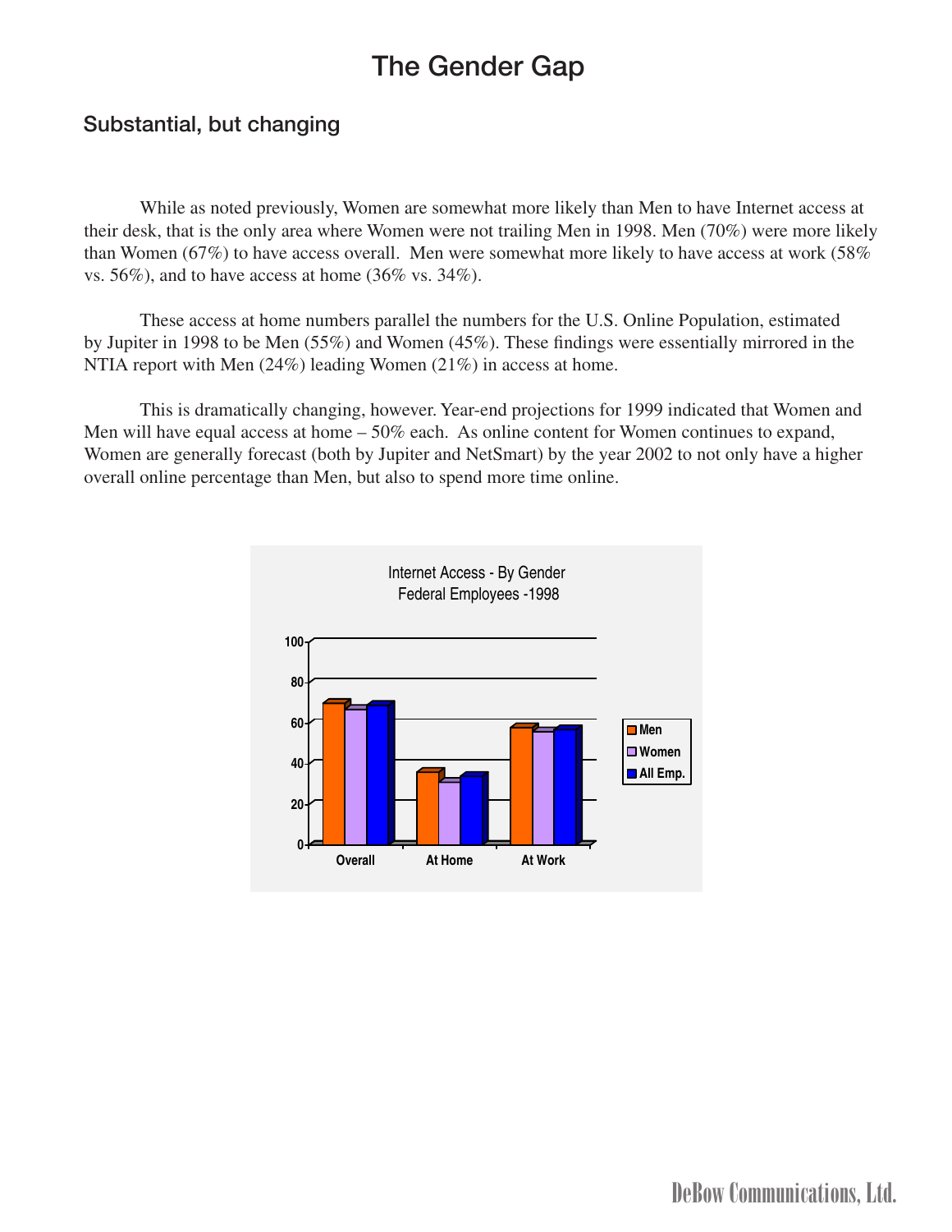# The Gender Gap

## Substantial, but changing

While as noted previously, Women are somewhat more likely than Men to have Internet access at their desk, that is the only area where Women were not trailing Men in 1998. Men (70%) were more likely than Women (67%) to have access overall. Men were somewhat more likely to have access at work (58% vs. 56%), and to have access at home (36% vs. 34%).

These access at home numbers parallel the numbers for the U.S. Online Population, estimated by Jupiter in 1998 to be Men (55%) and Women (45%). These findings were essentially mirrored in the NTIA report with Men (24%) leading Women (21%) in access at home.

This is dramatically changing, however. Year-end projections for 1999 indicated that Women and Men will have equal access at home – 50% each. As online content for Women continues to expand, Women are generally forecast (both by Jupiter and NetSmart) by the year 2002 to not only have a higher overall online percentage than Men, but also to spend more time online.

Internet Access - By Gender
Federal Employees -1998

| | Overall | At Home | At Work |
|---|---|---|---|
| Men | 70 | 36 | 58 |
| Women | 67 | 34 | 56 |
| All Emp. | 69 | 34 | 57 |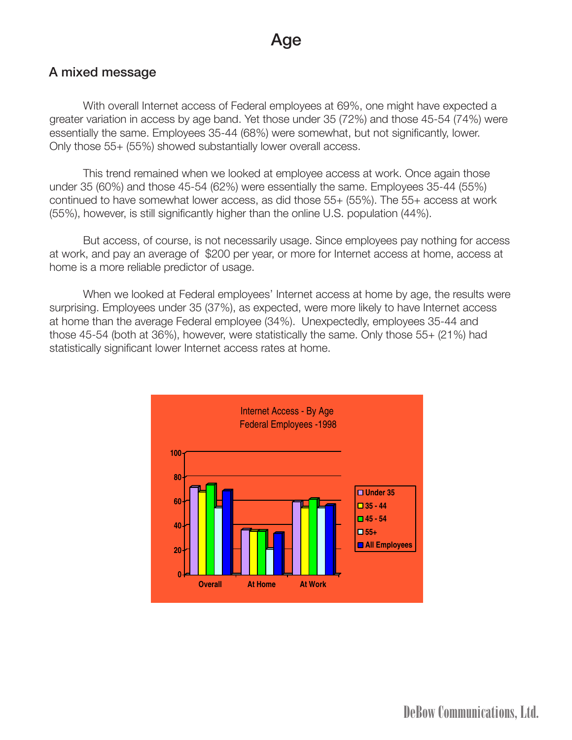# Age

## A mixed message

With overall Internet access of Federal employees at 69%, one might have expected a greater variation in access by age band. Yet those under 35 (72%) and those 45-54 (74%) were essentially the same. Employees 35-44 (68%) were somewhat, but not significantly, lower. Only those 55+ (55%) showed substantially lower overall access.

This trend remained when we looked at employee access at work. Once again those under 35 (60%) and those 45-54 (62%) were essentially the same. Employees 35-44 (55%) continued to have somewhat lower access, as did those 55+ (55%). The 55+ access at work (55%), however, is still significantly higher than the online U.S. population (44%).

But access, of course, is not necessarily usage. Since employees pay nothing for access at work, and pay an average of $200 per year, or more for Internet access at home, access at home is a more reliable predictor of usage.

When we looked at Federal employees' Internet access at home by age, the results were surprising. Employees under 35 (37%), as expected, were more likely to have Internet access at home than the average Federal employee (34%). Unexpectedly, employees 35-44 and those 45-54 (both at 36%), however, were statistically the same. Only those 55+ (21%) had statistically significant lower Internet access rates at home.

Internet Access - By Age
Federal Employees -1998

| | Under 35 | 35 - 44 | 45 - 54 | 55+ | All Employees |
|---|---|---|---|---|---|
| Overall | 72 | 68 | 74 | 55 | 69 |
| At Home | 37 | 36 | 36 | 21 | 34 |
| At Work | 60 | 55 | 62 | 55 | 57 |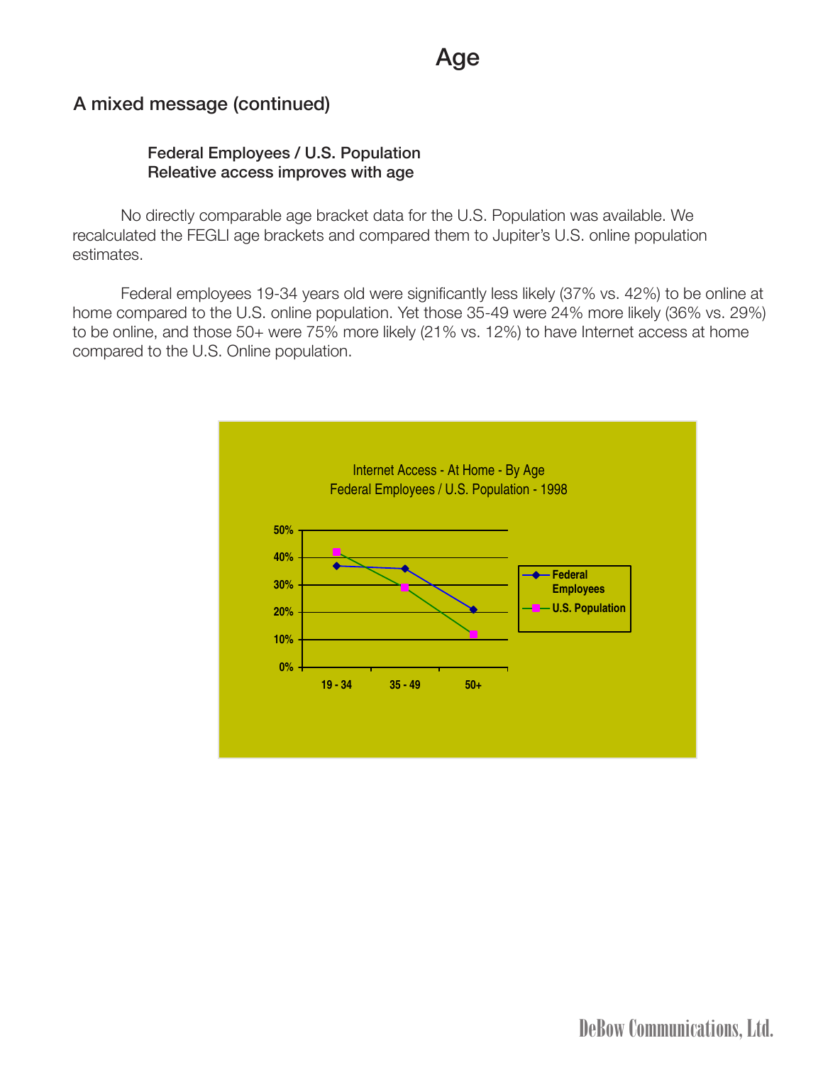# Age

## A mixed message (continued)

**Federal Employees / U.S. Population**
**Releative access improves with age**

No directly comparable age bracket data for the U.S. Population was available. We recalculated the FEGLI age brackets and compared them to Jupiter's U.S. online population estimates.

Federal employees 19-34 years old were significantly less likely (37% vs. 42%) to be online at home compared to the U.S. online population. Yet those 35-49 were 24% more likely (36% vs. 29%) to be online, and those 50+ were 75% more likely (21% vs. 12%) to have Internet access at home compared to the U.S. Online population.

Internet Access - At Home - By Age
Federal Employees / U.S. Population - 1998

| Age | Federal Employees | U.S. Population |
|---|---|---|
| 19 - 34 | 37% | 42% |
| 35 - 49 | 36% | 29% |
| 50+ | 21% | 12% |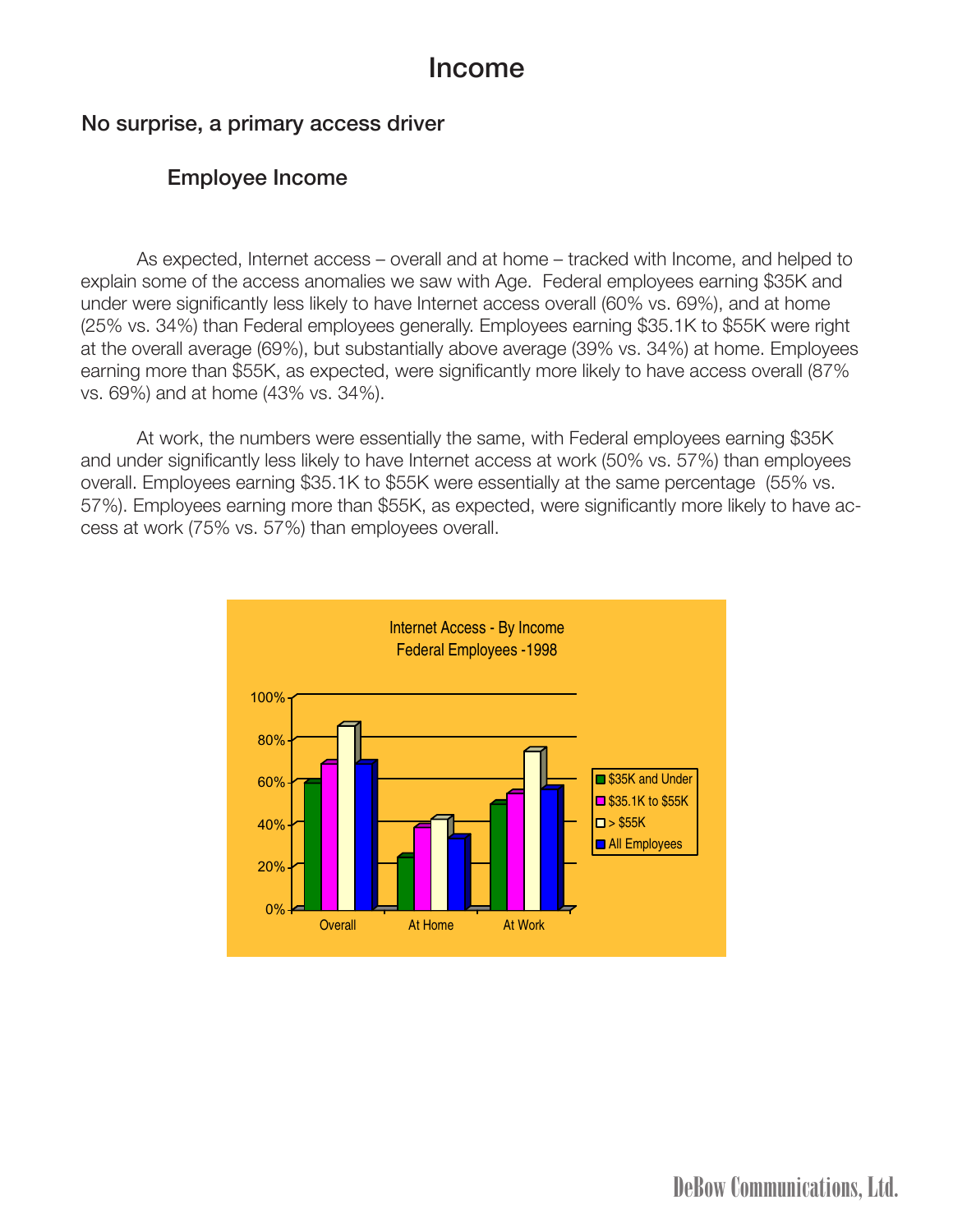# Income

## No surprise, a primary access driver

### Employee Income

As expected, Internet access – overall and at home – tracked with Income, and helped to explain some of the access anomalies we saw with Age. Federal employees earning $35K and under were significantly less likely to have Internet access overall (60% vs. 69%), and at home (25% vs. 34%) than Federal employees generally. Employees earning $35.1K to $55K were right at the overall average (69%), but substantially above average (39% vs. 34%) at home. Employees earning more than $55K, as expected, were significantly more likely to have access overall (87% vs. 69%) and at home (43% vs. 34%).

At work, the numbers were essentially the same, with Federal employees earning $35K and under significantly less likely to have Internet access at work (50% vs. 57%) than employees overall. Employees earning $35.1K to $55K were essentially at the same percentage (55% vs. 57%). Employees earning more than $55K, as expected, were significantly more likely to have access at work (75% vs. 57%) than employees overall.

Internet Access - By Income
Federal Employees -1998

| | $35K and Under | $35.1K to $55K | > $55K | All Employees |
|---|---|---|---|---|
| Overall | 60% | 69% | 87% | 69% |
| At Home | 25% | 39% | 43% | 34% |
| At Work | 50% | 55% | 75% | 57% |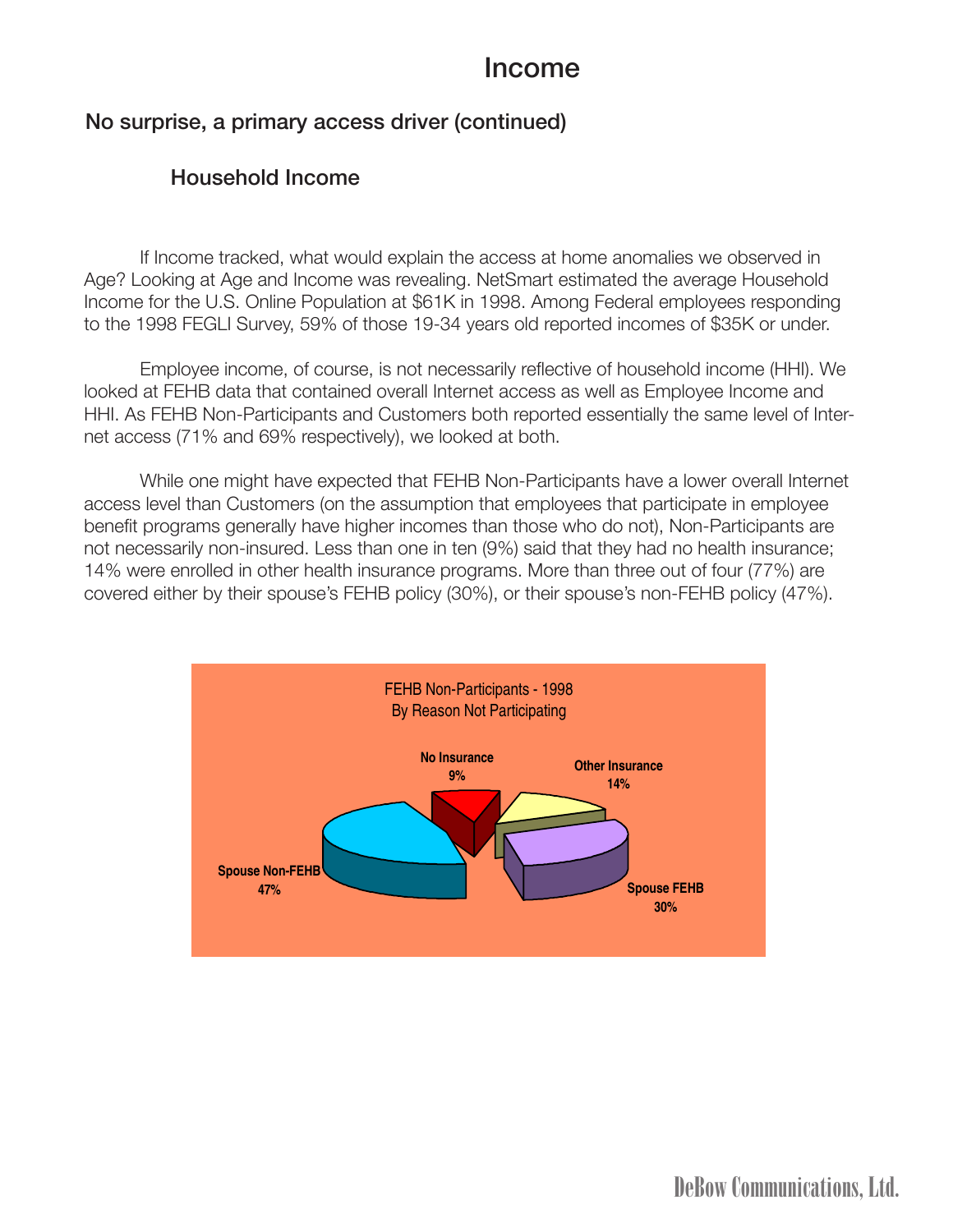# Income

## No surprise, a primary access driver (continued)

### Household Income

If Income tracked, what would explain the access at home anomalies we observed in Age? Looking at Age and Income was revealing. NetSmart estimated the average Household Income for the U.S. Online Population at $61K in 1998. Among Federal employees responding to the 1998 FEGLI Survey, 59% of those 19-34 years old reported incomes of $35K or under.

Employee income, of course, is not necessarily reflective of household income (HHI). We looked at FEHB data that contained overall Internet access as well as Employee Income and HHI. As FEHB Non-Participants and Customers both reported essentially the same level of Internet access (71% and 69% respectively), we looked at both.

While one might have expected that FEHB Non-Participants have a lower overall Internet access level than Customers (on the assumption that employees that participate in employee benefit programs generally have higher incomes than those who do not), Non-Participants are not necessarily non-insured. Less than one in ten (9%) said that they had no health insurance; 14% were enrolled in other health insurance programs. More than three out of four (77%) are covered either by their spouse's FEHB policy (30%), or their spouse's non-FEHB policy (47%).

FEHB Non-Participants - 1998
By Reason Not Participating

| Reason | Percent |
| --- | --- |
| No Insurance | 9% |
| Other Insurance | 14% |
| Spouse FEHB | 30% |
| Spouse Non-FEHB | 47% |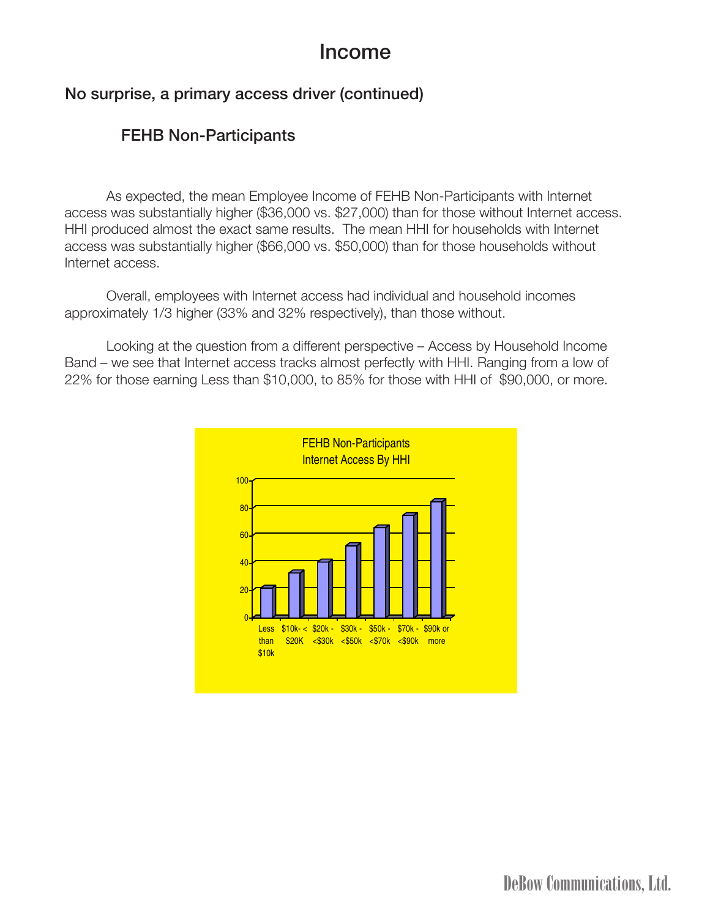# Income

## No surprise, a primary access driver (continued)

### FEHB Non-Participants

As expected, the mean Employee Income of FEHB Non-Participants with Internet access was substantially higher ($36,000 vs. $27,000) than for those without Internet access. HHI produced almost the exact same results. The mean HHI for households with Internet access was substantially higher ($66,000 vs. $50,000) than for those households without Internet access.

Overall, employees with Internet access had individual and household incomes approximately 1/3 higher (33% and 32% respectively), than those without.

Looking at the question from a different perspective – Access by Household Income Band – we see that Internet access tracks almost perfectly with HHI. Ranging from a low of 22% for those earning Less than $10,000, to 85% for those with HHI of $90,000, or more.

FEHB Non-Participants
Internet Access By HHI

| Less than $10k | $10k- < $20K | $20k - <$30k | $30k - <$50k | $50k - <$70k | $70k - <$90k | $90k or more |
|---|---|---|---|---|---|---|
| 22 | 33 | 41 | 53 | 66 | 75 | 85 |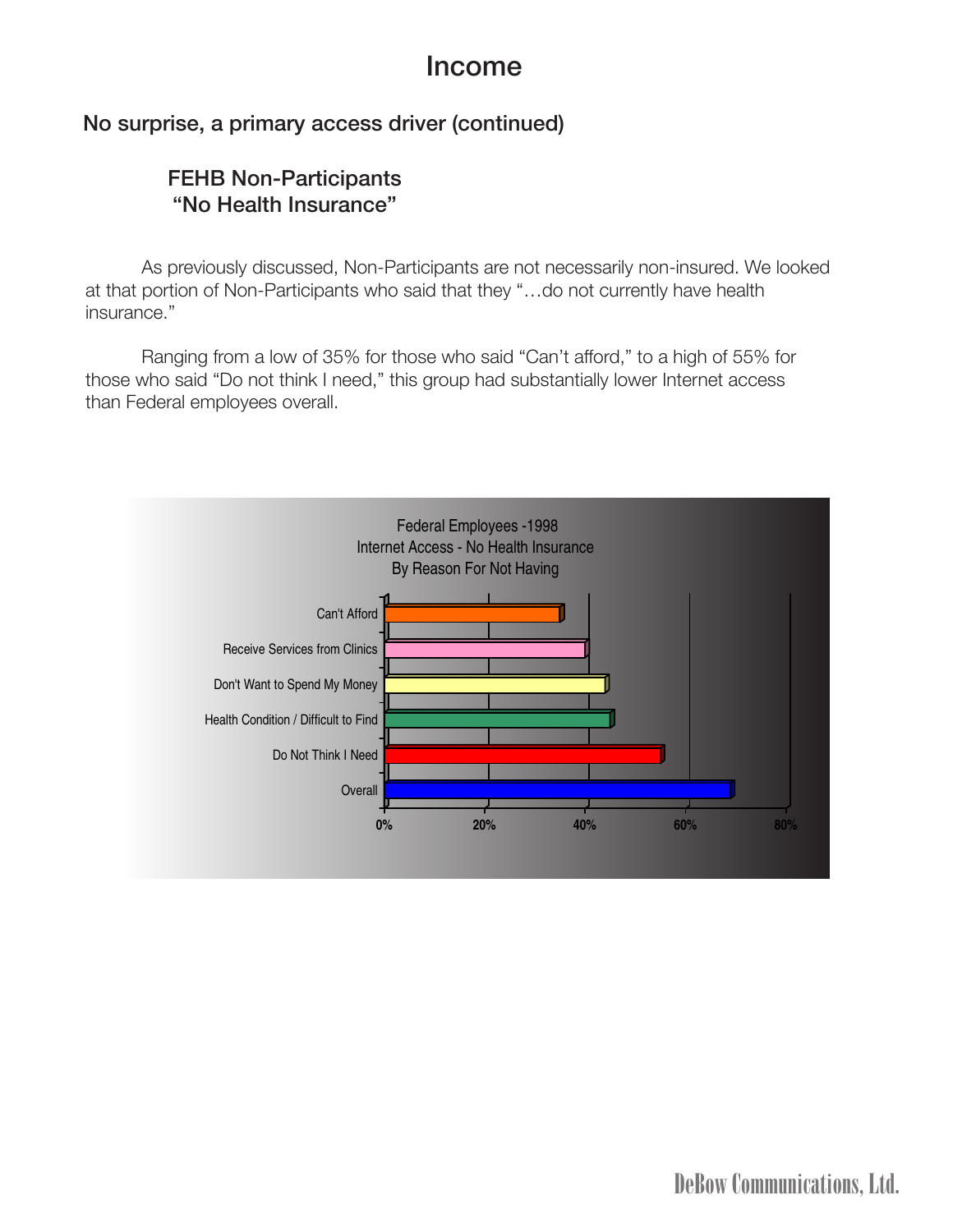# Income

## No surprise, a primary access driver (continued)

### FEHB Non-Participants
### "No Health Insurance"

As previously discussed, Non-Participants are not necessarily non-insured. We looked at that portion of Non-Participants who said that they "…do not currently have health insurance."

Ranging from a low of 35% for those who said "Can't afford," to a high of 55% for those who said "Do not think I need," this group had substantially lower Internet access than Federal employees overall.

Federal Employees -1998
Internet Access - No Health Insurance
By Reason For Not Having

| Reason | Internet Access |
| --- | --- |
| Can't Afford | 35% |
| Receive Services from Clinics | 40% |
| Don't Want to Spend My Money | 44% |
| Health Condition / Difficult to Find | 45% |
| Do Not Think I Need | 55% |
| Overall | 69% |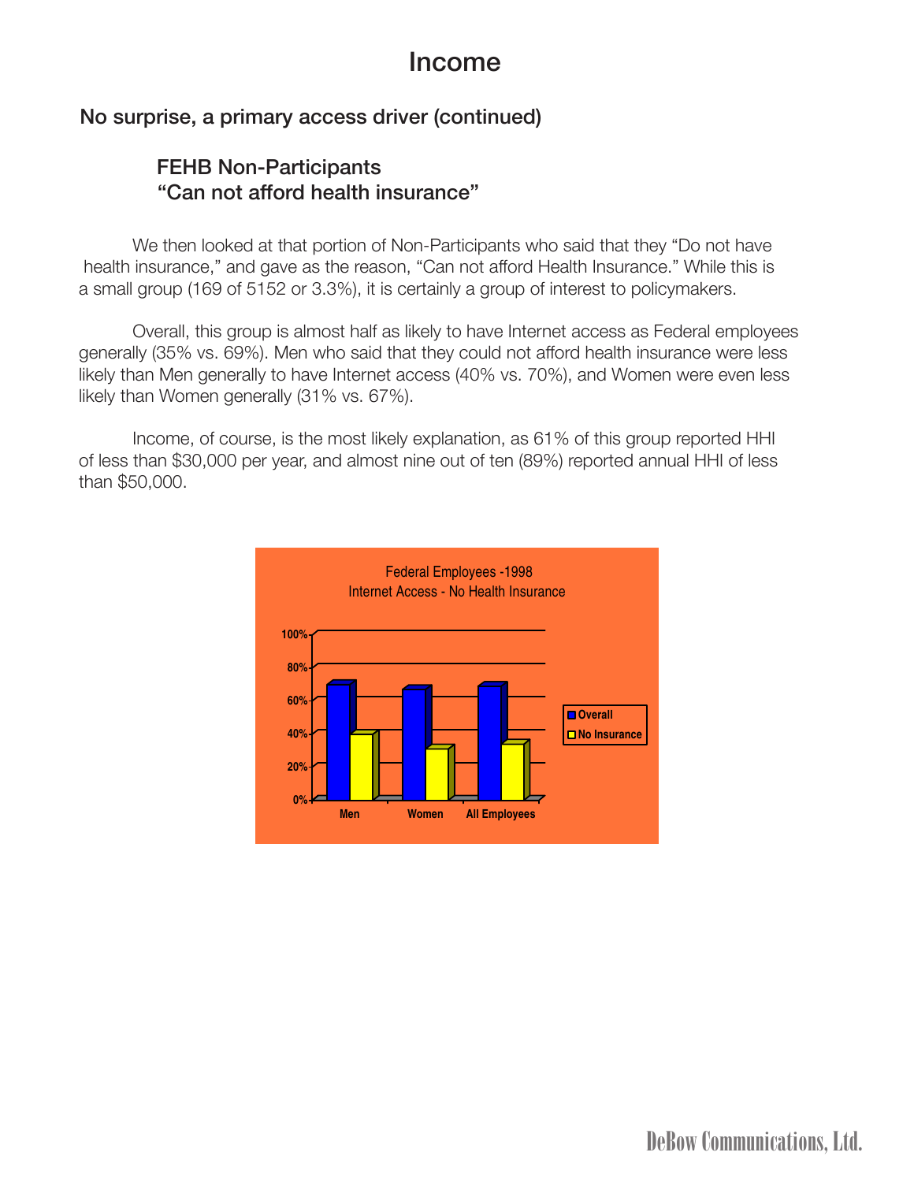# Income

## No surprise, a primary access driver (continued)

### FEHB Non-Participants
### "Can not afford health insurance"

We then looked at that portion of Non-Participants who said that they "Do not have health insurance," and gave as the reason, "Can not afford Health Insurance." While this is a small group (169 of 5152 or 3.3%), it is certainly a group of interest to policymakers.

Overall, this group is almost half as likely to have Internet access as Federal employees generally (35% vs. 69%). Men who said that they could not afford health insurance were less likely than Men generally to have Internet access (40% vs. 70%), and Women were even less likely than Women generally (31% vs. 67%).

Income, of course, is the most likely explanation, as 61% of this group reported HHI of less than $30,000 per year, and almost nine out of ten (89%) reported annual HHI of less than $50,000.

Federal Employees -1998
Internet Access - No Health Insurance

| | Overall | No Insurance |
|---|---|---|
| Men | 70% | 40% |
| Women | 67% | 31% |
| All Employees | 69% | 35% |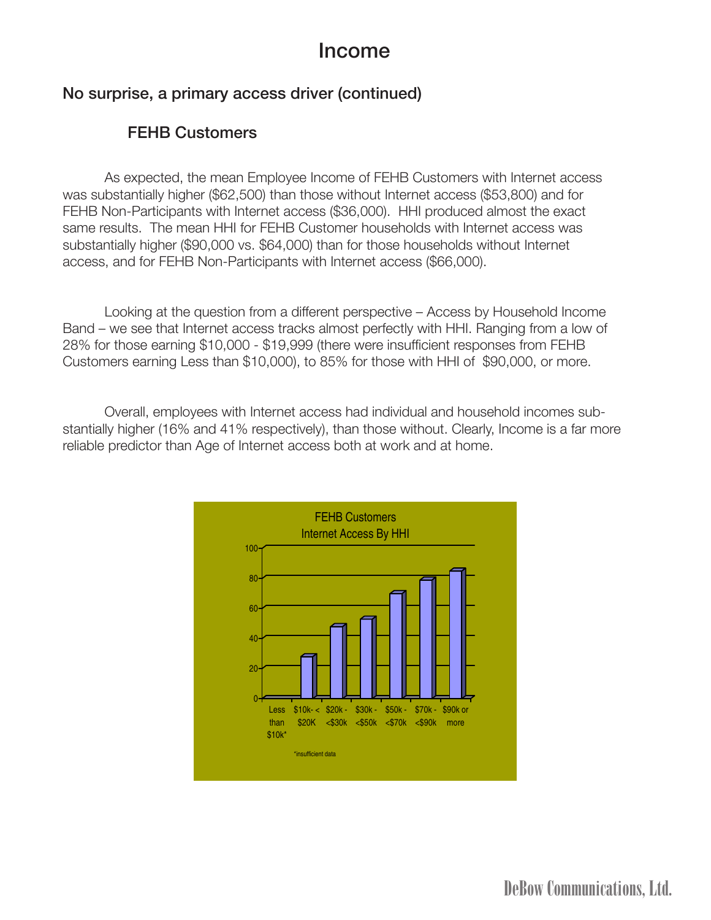# Income

## No surprise, a primary access driver (continued)

### FEHB Customers

As expected, the mean Employee Income of FEHB Customers with Internet access was substantially higher ($62,500) than those without Internet access ($53,800) and for FEHB Non-Participants with Internet access ($36,000). HHI produced almost the exact same results. The mean HHI for FEHB Customer households with Internet access was substantially higher ($90,000 vs. $64,000) than for those households without Internet access, and for FEHB Non-Participants with Internet access ($66,000).

Looking at the question from a different perspective – Access by Household Income Band – we see that Internet access tracks almost perfectly with HHI. Ranging from a low of 28% for those earning $10,000 - $19,999 (there were insufficient responses from FEHB Customers earning Less than $10,000), to 85% for those with HHI of $90,000, or more.

Overall, employees with Internet access had individual and household incomes substantially higher (16% and 41% respectively), than those without. Clearly, Income is a far more reliable predictor than Age of Internet access both at work and at home.

FEHB Customers
Internet Access By HHI

Less than $10k* | $10k- < $20K | $20k - <$30k | $30k - <$50k | $50k - <$70k | $70k - <$90k | $90k or more

*insufficient data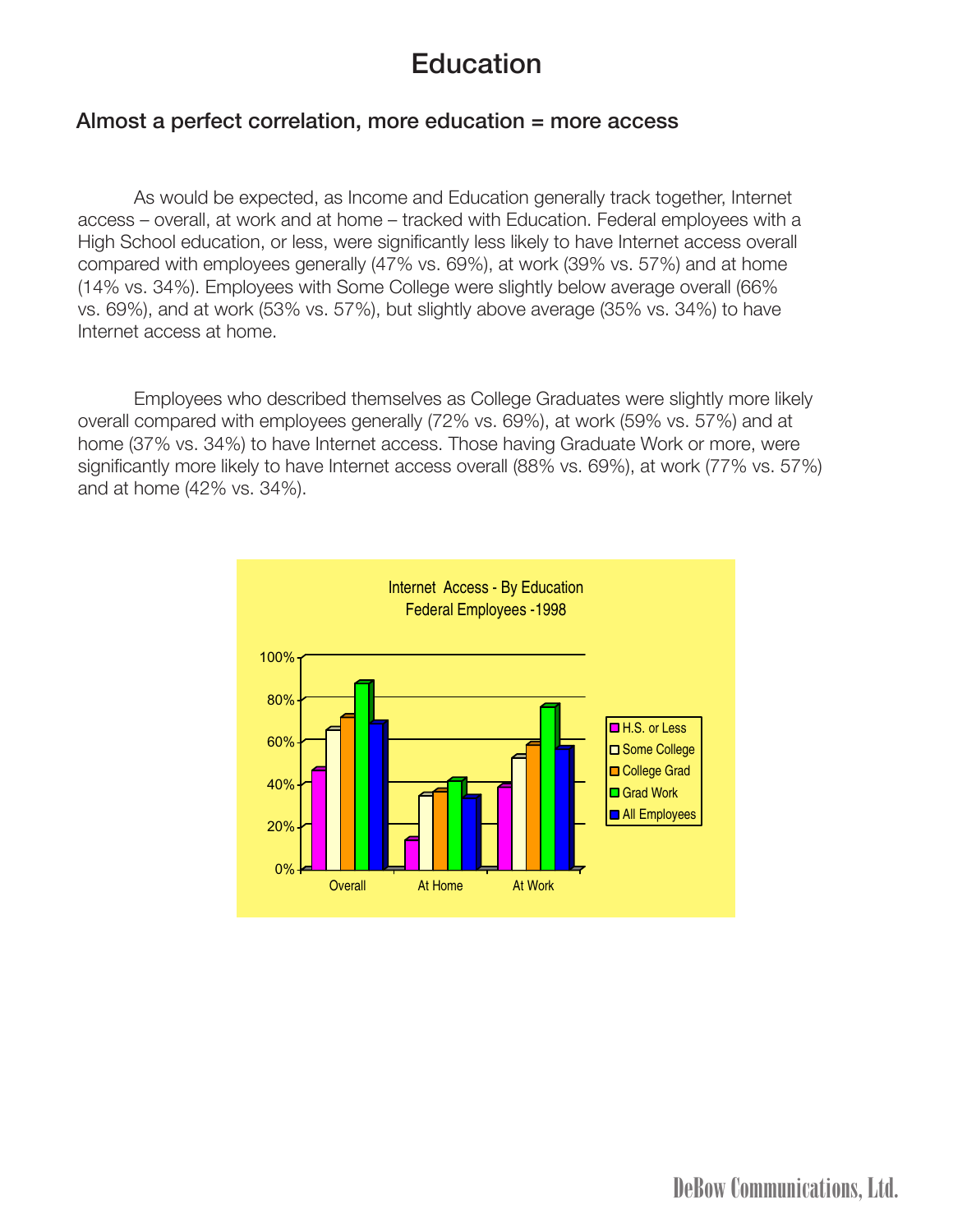# Education

## Almost a perfect correlation, more education = more access

As would be expected, as Income and Education generally track together, Internet access – overall, at work and at home – tracked with Education. Federal employees with a High School education, or less, were significantly less likely to have Internet access overall compared with employees generally (47% vs. 69%), at work (39% vs. 57%) and at home (14% vs. 34%). Employees with Some College were slightly below average overall (66% vs. 69%), and at work (53% vs. 57%), but slightly above average (35% vs. 34%) to have Internet access at home.

Employees who described themselves as College Graduates were slightly more likely overall compared with employees generally (72% vs. 69%), at work (59% vs. 57%) and at home (37% vs. 34%) to have Internet access. Those having Graduate Work or more, were significantly more likely to have Internet access overall (88% vs. 69%), at work (77% vs. 57%) and at home (42% vs. 34%).

Internet Access - By Education
Federal Employees -1998

| | H.S. or Less | Some College | College Grad | Grad Work | All Employees |
|---|---|---|---|---|---|
| Overall | 47% | 66% | 72% | 88% | 69% |
| At Home | 14% | 35% | 37% | 42% | 34% |
| At Work | 39% | 53% | 59% | 77% | 57% |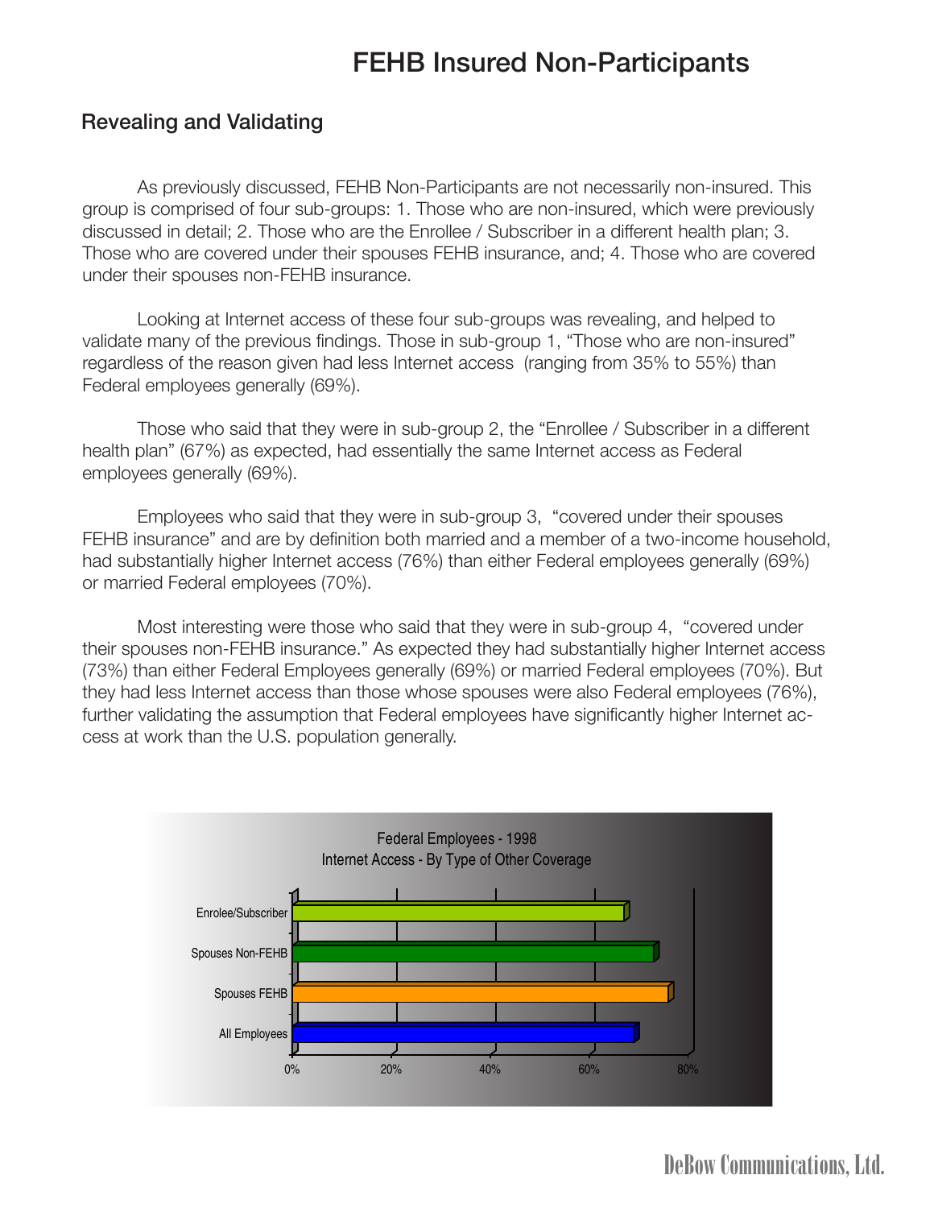# FEHB Insured Non-Participants

## Revealing and Validating

As previously discussed, FEHB Non-Participants are not necessarily non-insured. This group is comprised of four sub-groups: 1. Those who are non-insured, which were previously discussed in detail; 2. Those who are the Enrollee / Subscriber in a different health plan; 3. Those who are covered under their spouses FEHB insurance, and; 4. Those who are covered under their spouses non-FEHB insurance.

Looking at Internet access of these four sub-groups was revealing, and helped to validate many of the previous findings. Those in sub-group 1, "Those who are non-insured" regardless of the reason given had less Internet access (ranging from 35% to 55%) than Federal employees generally (69%).

Those who said that they were in sub-group 2, the "Enrollee / Subscriber in a different health plan" (67%) as expected, had essentially the same Internet access as Federal employees generally (69%).

Employees who said that they were in sub-group 3, "covered under their spouses FEHB insurance" and are by definition both married and a member of a two-income household, had substantially higher Internet access (76%) than either Federal employees generally (69%) or married Federal employees (70%).

Most interesting were those who said that they were in sub-group 4, "covered under their spouses non-FEHB insurance." As expected they had substantially higher Internet access (73%) than either Federal Employees generally (69%) or married Federal employees (70%). But they had less Internet access than those whose spouses were also Federal employees (76%), further validating the assumption that Federal employees have significantly higher Internet access at work than the U.S. population generally.

Federal Employees - 1998
Internet Access - By Type of Other Coverage

| Category | Internet Access |
|---|---|
| Enrolee/Subscriber | 67% |
| Spouses Non-FEHB | 73% |
| Spouses FEHB | 76% |
| All Employees | 69% |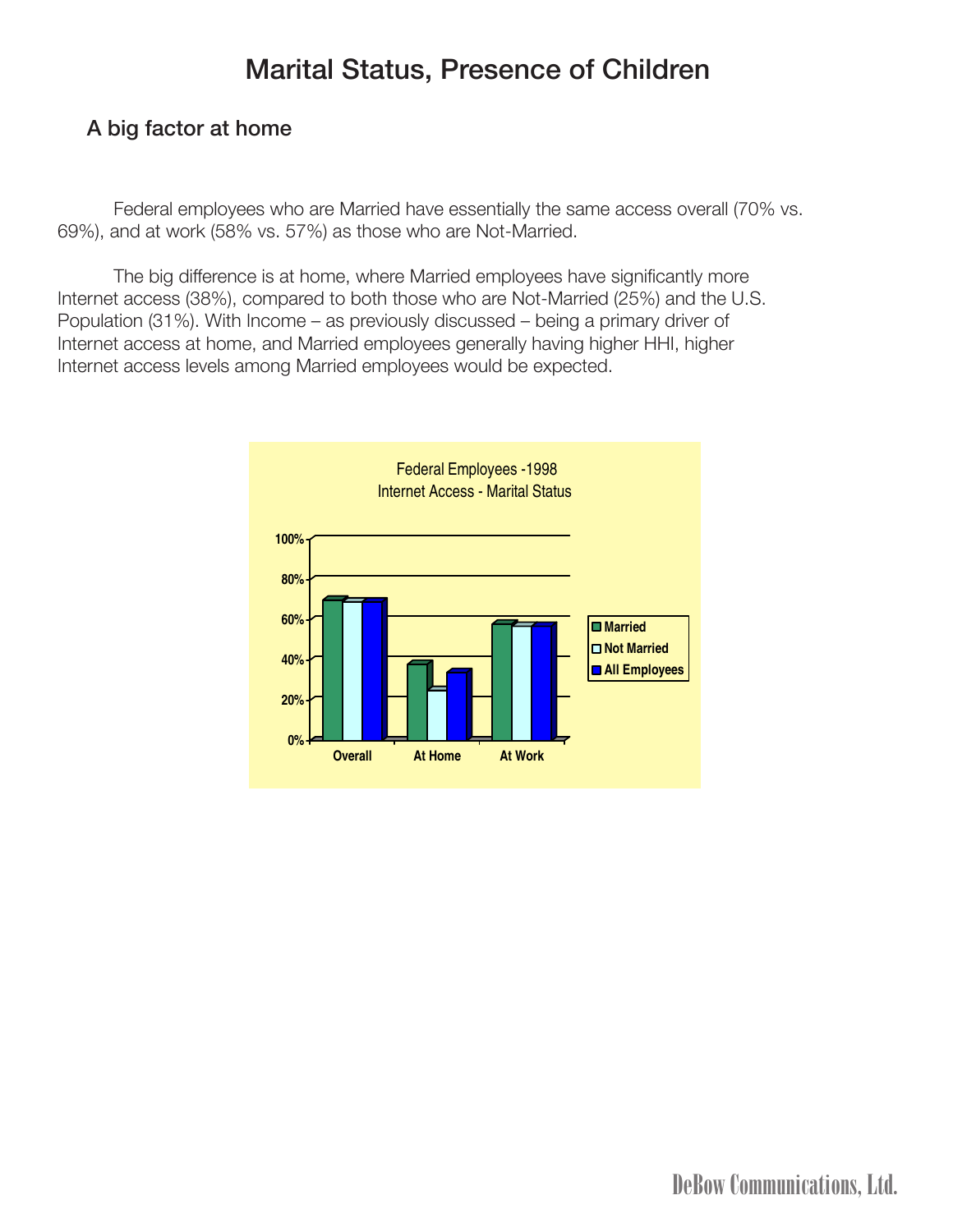# Marital Status, Presence of Children

## A big factor at home

Federal employees who are Married have essentially the same access overall (70% vs. 69%), and at work (58% vs. 57%) as those who are Not-Married.

The big difference is at home, where Married employees have significantly more Internet access (38%), compared to both those who are Not-Married (25%) and the U.S. Population (31%). With Income – as previously discussed – being a primary driver of Internet access at home, and Married employees generally having higher HHI, higher Internet access levels among Married employees would be expected.

Federal Employees -1998
Internet Access - Marital Status

DeBow Communications, Ltd.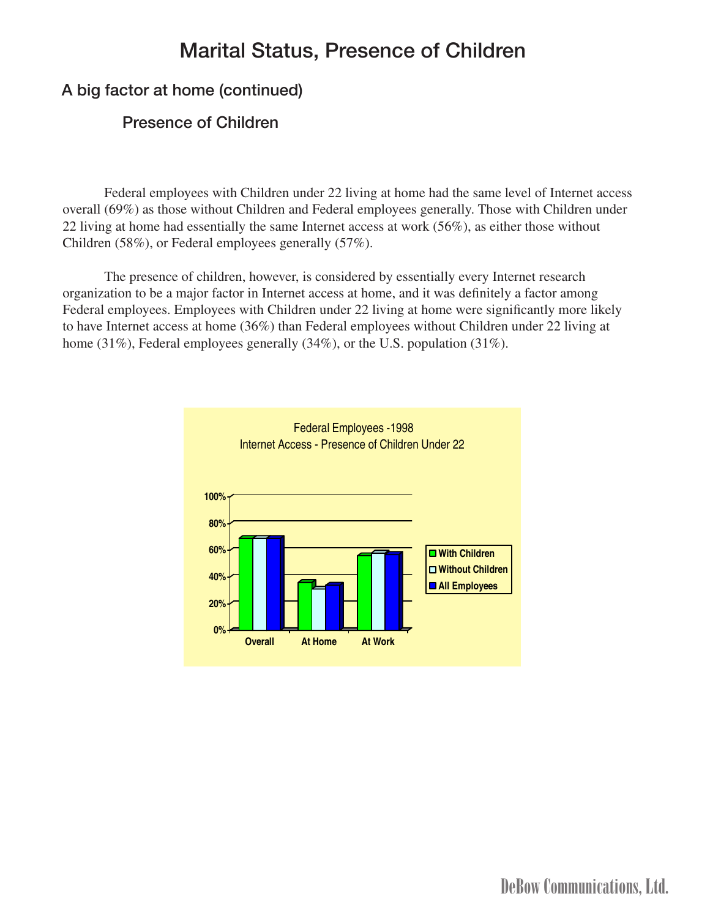# Marital Status, Presence of Children

## A big factor at home (continued)

### Presence of Children

Federal employees with Children under 22 living at home had the same level of Internet access overall (69%) as those without Children and Federal employees generally. Those with Children under 22 living at home had essentially the same Internet access at work (56%), as either those without Children (58%), or Federal employees generally (57%).

The presence of children, however, is considered by essentially every Internet research organization to be a major factor in Internet access at home, and it was definitely a factor among Federal employees. Employees with Children under 22 living at home were significantly more likely to have Internet access at home (36%) than Federal employees without Children under 22 living at home (31%), Federal employees generally (34%), or the U.S. population (31%).

Federal Employees -1998
Internet Access - Presence of Children Under 22

| | With Children | Without Children | All Employees |
|---|---|---|---|
| Overall | 69% | 69% | 69% |
| At Home | 36% | 31% | 34% |
| At Work | 56% | 58% | 57% |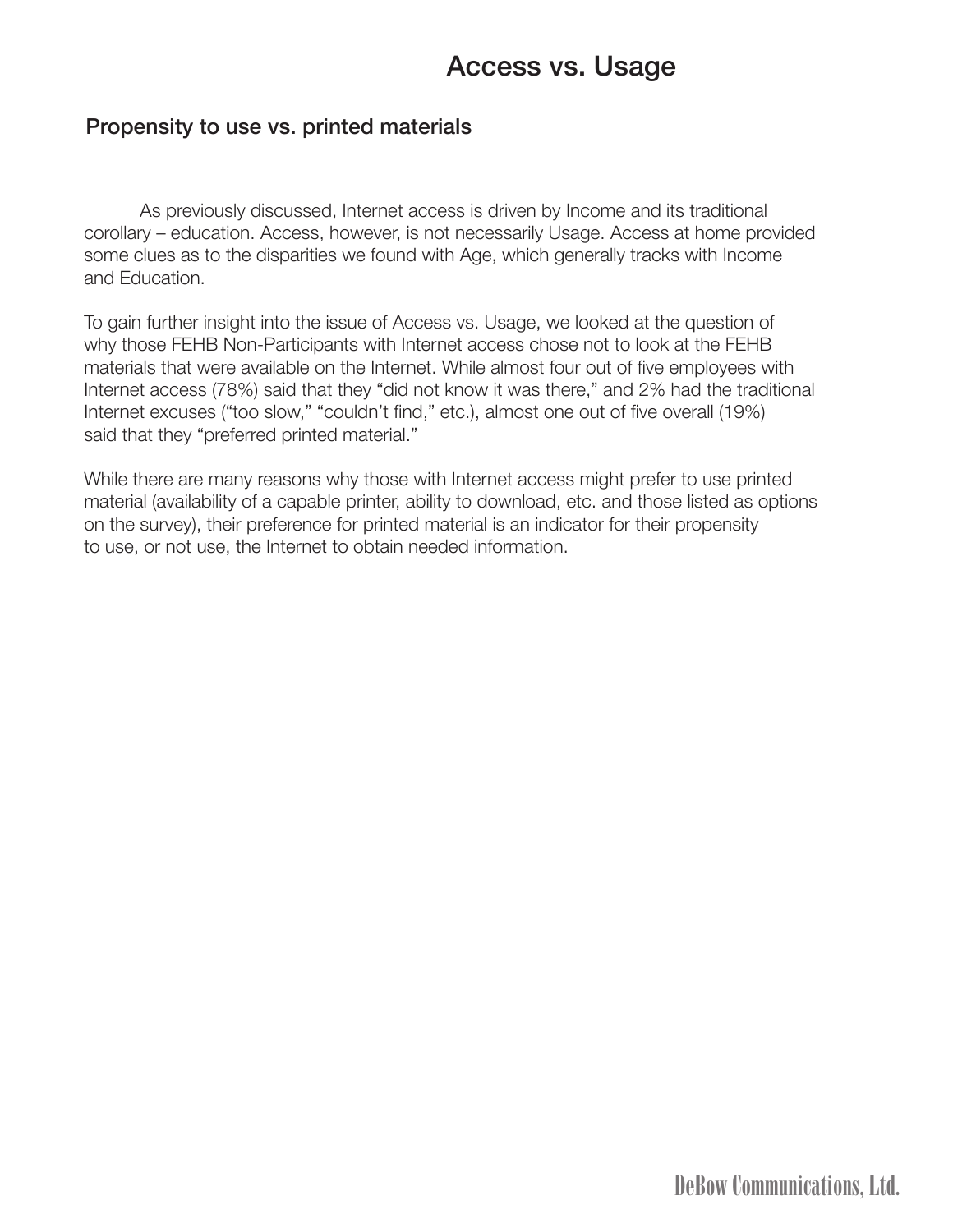# Access vs. Usage

## Propensity to use vs. printed materials

As previously discussed, Internet access is driven by Income and its traditional corollary – education. Access, however, is not necessarily Usage. Access at home provided some clues as to the disparities we found with Age, which generally tracks with Income and Education.

To gain further insight into the issue of Access vs. Usage, we looked at the question of why those FEHB Non-Participants with Internet access chose not to look at the FEHB materials that were available on the Internet. While almost four out of five employees with Internet access (78%) said that they "did not know it was there," and 2% had the traditional Internet excuses ("too slow," "couldn't find," etc.), almost one out of five overall (19%) said that they "preferred printed material."

While there are many reasons why those with Internet access might prefer to use printed material (availability of a capable printer, ability to download, etc. and those listed as options on the survey), their preference for printed material is an indicator for their propensity to use, or not use, the Internet to obtain needed information.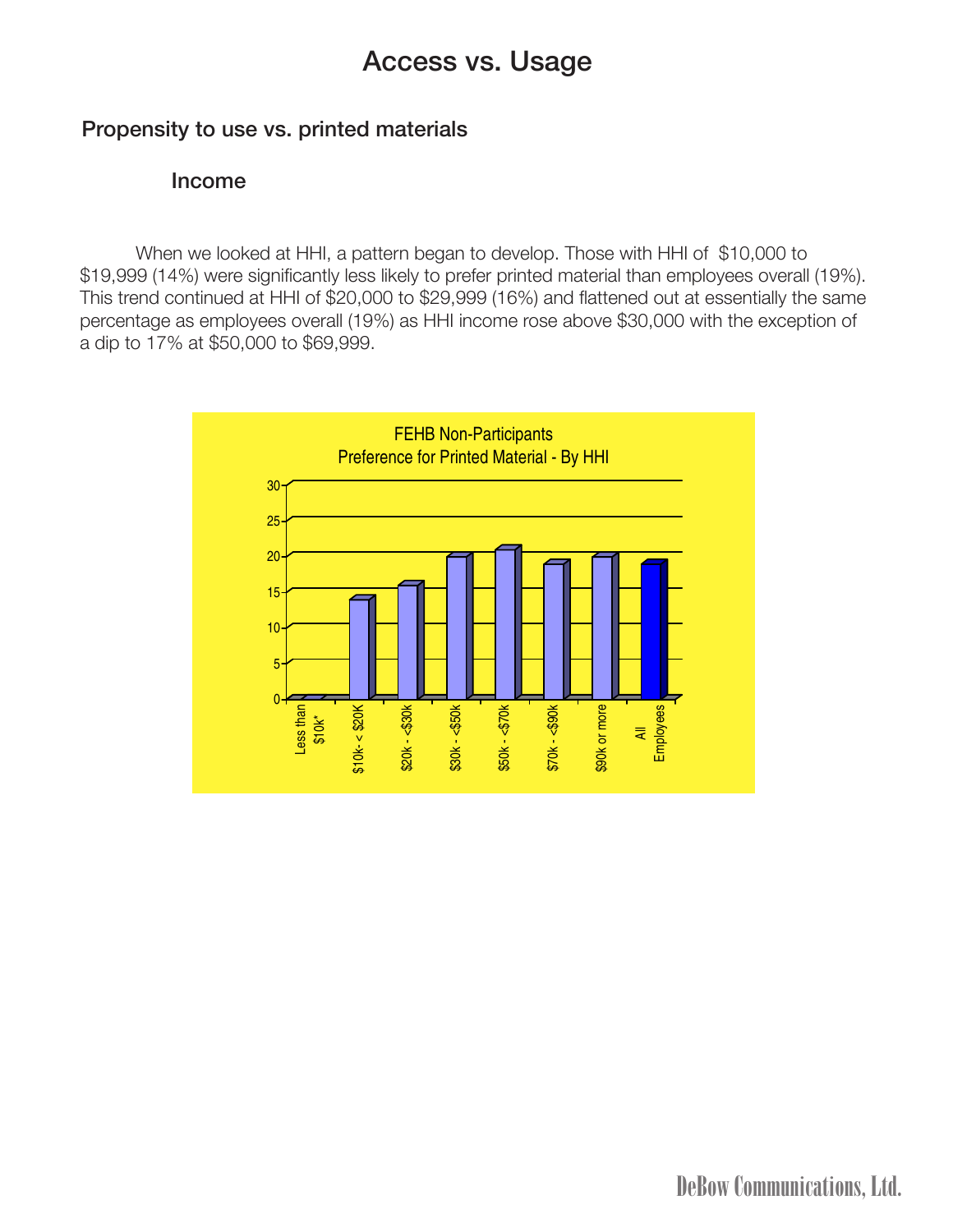# Access vs. Usage

## Propensity to use vs. printed materials

### Income

When we looked at HHI, a pattern began to develop. Those with HHI of $10,000 to $19,999 (14%) were significantly less likely to prefer printed material than employees overall (19%). This trend continued at HHI of $20,000 to $29,999 (16%) and flattened out at essentially the same percentage as employees overall (19%) as HHI income rose above $30,000 with the exception of a dip to 17% at $50,000 to $69,999.

FEHB Non-Participants
Preference for Printed Material - By HHI

Less than $10k* | $10k- < $20K | $20k - <$30k | $30k - <$50k | $50k - <$70k | $70k - <$90k | $90k or more | All Employees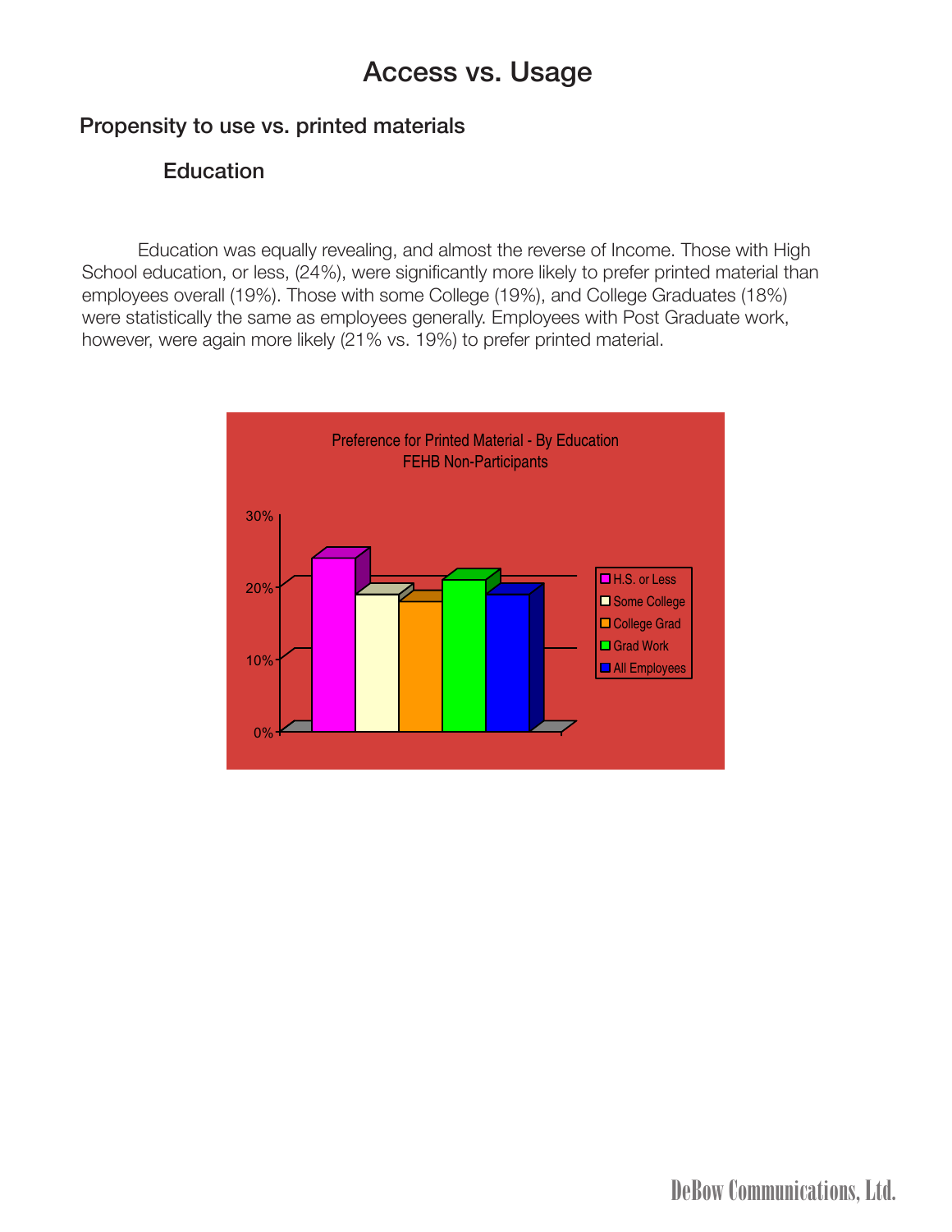# Access vs. Usage

## Propensity to use vs. printed materials

### Education

Education was equally revealing, and almost the reverse of Income. Those with High School education, or less, (24%), were significantly more likely to prefer printed material than employees overall (19%). Those with some College (19%), and College Graduates (18%) were statistically the same as employees generally. Employees with Post Graduate work, however, were again more likely (21% vs. 19%) to prefer printed material.

Preference for Printed Material - By Education
FEHB Non-Participants

| Education | Preference for Printed Material |
|---|---|
| H.S. or Less | 24% |
| Some College | 19% |
| College Grad | 18% |
| Grad Work | 21% |
| All Employees | 19% |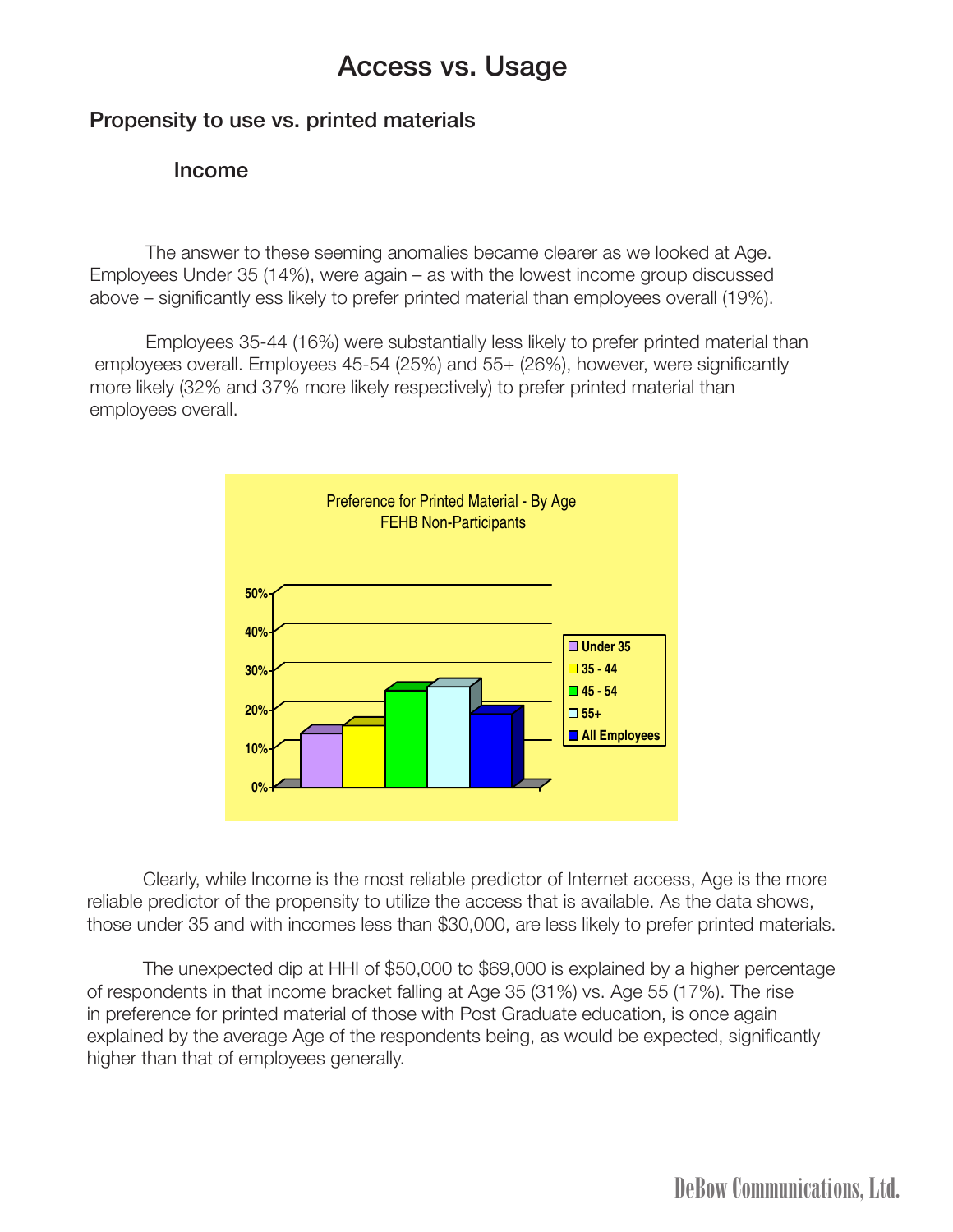# Access vs. Usage

## Propensity to use vs. printed materials

### Income

The answer to these seeming anomalies became clearer as we looked at Age. Employees Under 35 (14%), were again – as with the lowest income group discussed above – significantly ess likely to prefer printed material than employees overall (19%).

Employees 35-44 (16%) were substantially less likely to prefer printed material than employees overall. Employees 45-54 (25%) and 55+ (26%), however, were significantly more likely (32% and 37% more likely respectively) to prefer printed material than employees overall.

Preference for Printed Material - By Age
FEHB Non-Participants

| | Under 35 | 35 - 44 | 45 - 54 | 55+ | All Employees |
|---|---|---|---|---|---|
| Preference for Printed Material | 14% | 16% | 25% | 26% | 19% |

Clearly, while Income is the most reliable predictor of Internet access, Age is the more reliable predictor of the propensity to utilize the access that is available. As the data shows, those under 35 and with incomes less than $30,000, are less likely to prefer printed materials.

The unexpected dip at HHI of $50,000 to $69,000 is explained by a higher percentage of respondents in that income bracket falling at Age 35 (31%) vs. Age 55 (17%). The rise in preference for printed material of those with Post Graduate education, is once again explained by the average Age of the respondents being, as would be expected, significantly higher than that of employees generally.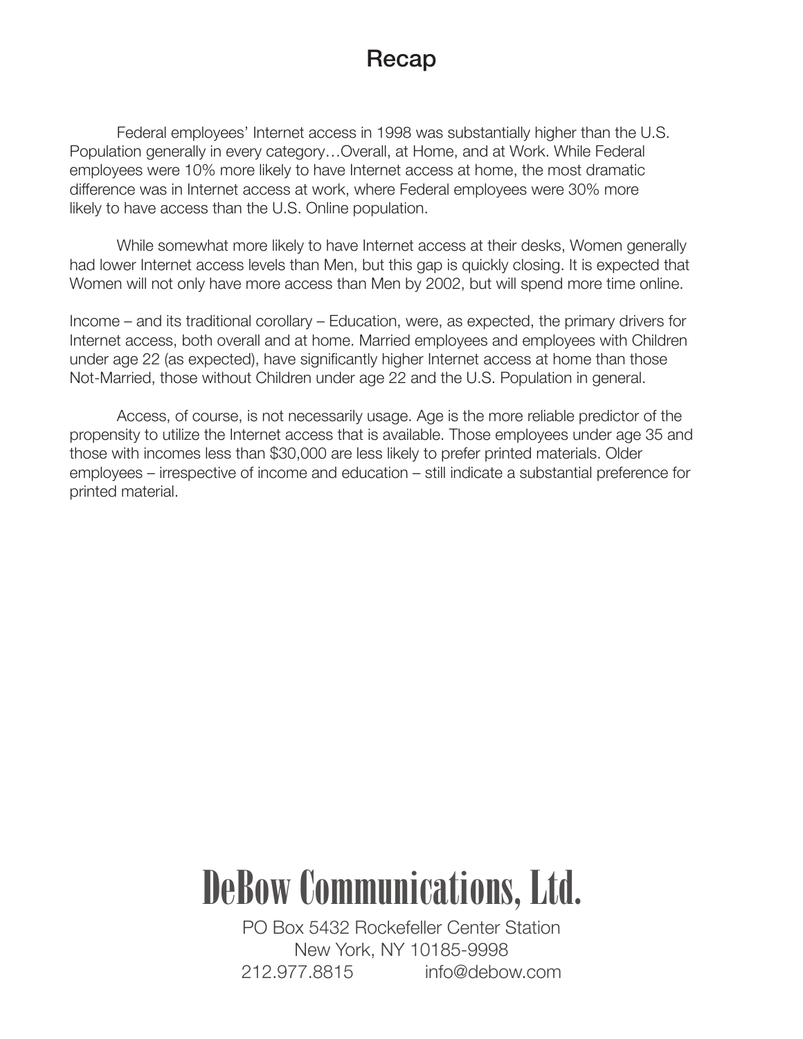# Recap

Federal employees' Internet access in 1998 was substantially higher than the U.S. Population generally in every category…Overall, at Home, and at Work. While Federal employees were 10% more likely to have Internet access at home, the most dramatic difference was in Internet access at work, where Federal employees were 30% more likely to have access than the U.S. Online population.

While somewhat more likely to have Internet access at their desks, Women generally had lower Internet access levels than Men, but this gap is quickly closing. It is expected that Women will not only have more access than Men by 2002, but will spend more time online.

Income – and its traditional corollary – Education, were, as expected, the primary drivers for Internet access, both overall and at home. Married employees and employees with Children under age 22 (as expected), have significantly higher Internet access at home than those Not-Married, those without Children under age 22 and the U.S. Population in general.

Access, of course, is not necessarily usage. Age is the more reliable predictor of the propensity to utilize the Internet access that is available. Those employees under age 35 and those with incomes less than $30,000 are less likely to prefer printed materials. Older employees – irrespective of income and education – still indicate a substantial preference for printed material.

**DeBow Communications, Ltd.**

PO Box 5432 Rockefeller Center Station
New York, NY 10185-9998
212.977.8815 info@debow.com